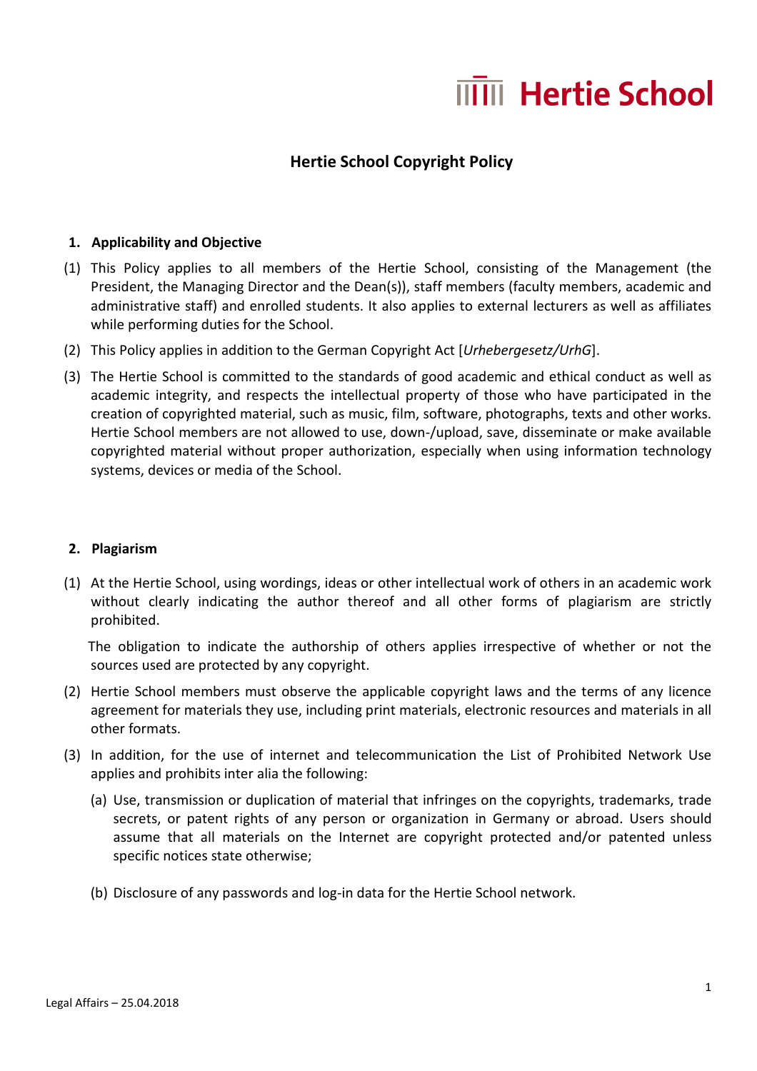# Hertie School Copyright Policy

## 1. Applicability and Objective

(1) This Policy applies to all members of the Hertie School, consisting of the Management (the President, the Managing Director and the Dean(s)), staff members (faculty members, academic and administrative staff) and enrolled students. It also applies to external lecturers as well as affiliates while performing duties for the School.

(2) This Policy applies in addition to the German Copyright Act [*Urhebergesetz/UrhG*].

(3) The Hertie School is committed to the standards of good academic and ethical conduct as well as academic integrity, and respects the intellectual property of those who have participated in the creation of copyrighted material, such as music, film, software, photographs, texts and other works. Hertie School members are not allowed to use, down-/upload, save, disseminate or make available copyrighted material without proper authorization, especially when using information technology systems, devices or media of the School.

## 2. Plagiarism

(1) At the Hertie School, using wordings, ideas or other intellectual work of others in an academic work without clearly indicating the author thereof and all other forms of plagiarism are strictly prohibited.

The obligation to indicate the authorship of others applies irrespective of whether or not the sources used are protected by any copyright.

(2) Hertie School members must observe the applicable copyright laws and the terms of any licence agreement for materials they use, including print materials, electronic resources and materials in all other formats.

(3) In addition, for the use of internet and telecommunication the List of Prohibited Network Use applies and prohibits inter alia the following:

(a) Use, transmission or duplication of material that infringes on the copyrights, trademarks, trade secrets, or patent rights of any person or organization in Germany or abroad. Users should assume that all materials on the Internet are copyright protected and/or patented unless specific notices state otherwise;

(b) Disclosure of any passwords and log-in data for the Hertie School network.

Legal Affairs – 25.04.2018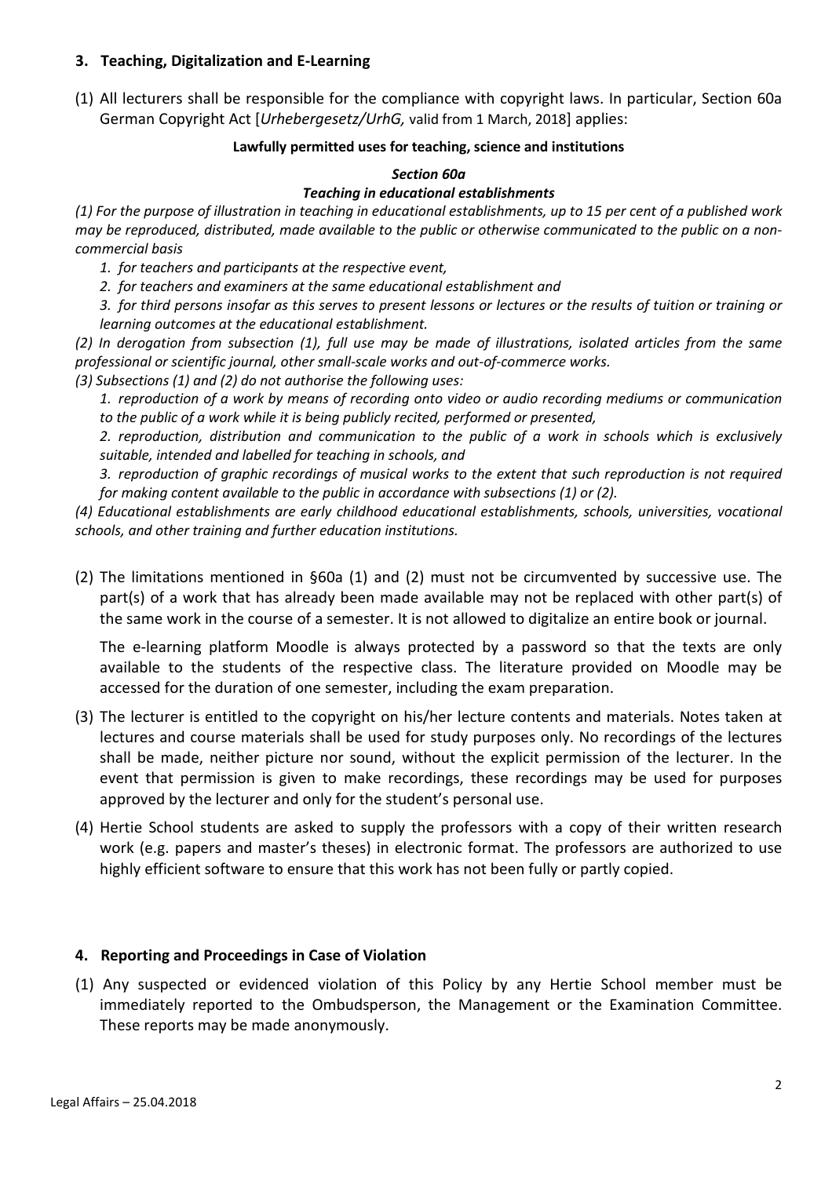## 3. Teaching, Digitalization and E-Learning

(1) All lecturers shall be responsible for the compliance with copyright laws. In particular, Section 60a German Copyright Act [*Urhebergesetz/UrhG,* valid from 1 March, 2018] applies:

**Lawfully permitted uses for teaching, science and institutions**

***Section 60a***

***Teaching in educational establishments***

*(1) For the purpose of illustration in teaching in educational establishments, up to 15 per cent of a published work may be reproduced, distributed, made available to the public or otherwise communicated to the public on a non-commercial basis*

*1. for teachers and participants at the respective event,*

*2. for teachers and examiners at the same educational establishment and*

*3. for third persons insofar as this serves to present lessons or lectures or the results of tuition or training or learning outcomes at the educational establishment.*

*(2) In derogation from subsection (1), full use may be made of illustrations, isolated articles from the same professional or scientific journal, other small-scale works and out-of-commerce works.*

*(3) Subsections (1) and (2) do not authorise the following uses:*

*1. reproduction of a work by means of recording onto video or audio recording mediums or communication to the public of a work while it is being publicly recited, performed or presented,*

*2. reproduction, distribution and communication to the public of a work in schools which is exclusively suitable, intended and labelled for teaching in schools, and*

*3. reproduction of graphic recordings of musical works to the extent that such reproduction is not required for making content available to the public in accordance with subsections (1) or (2).*

*(4) Educational establishments are early childhood educational establishments, schools, universities, vocational schools, and other training and further education institutions.*

(2) The limitations mentioned in §60a (1) and (2) must not be circumvented by successive use. The part(s) of a work that has already been made available may not be replaced with other part(s) of the same work in the course of a semester. It is not allowed to digitalize an entire book or journal.

The e-learning platform Moodle is always protected by a password so that the texts are only available to the students of the respective class. The literature provided on Moodle may be accessed for the duration of one semester, including the exam preparation.

(3) The lecturer is entitled to the copyright on his/her lecture contents and materials. Notes taken at lectures and course materials shall be used for study purposes only. No recordings of the lectures shall be made, neither picture nor sound, without the explicit permission of the lecturer. In the event that permission is given to make recordings, these recordings may be used for purposes approved by the lecturer and only for the student's personal use.

(4) Hertie School students are asked to supply the professors with a copy of their written research work (e.g. papers and master's theses) in electronic format. The professors are authorized to use highly efficient software to ensure that this work has not been fully or partly copied.

## 4. Reporting and Proceedings in Case of Violation

(1) Any suspected or evidenced violation of this Policy by any Hertie School member must be immediately reported to the Ombudsperson, the Management or the Examination Committee. These reports may be made anonymously.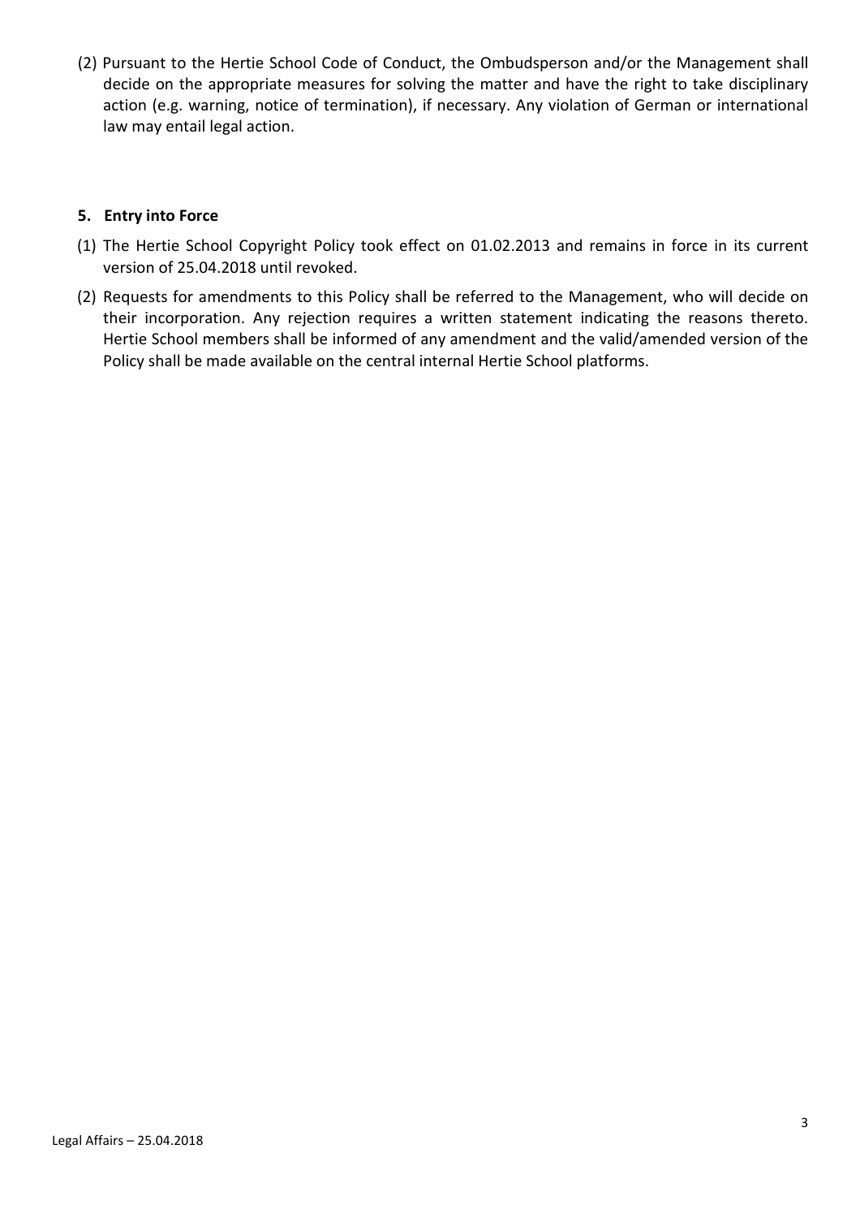(2) Pursuant to the Hertie School Code of Conduct, the Ombudsperson and/or the Management shall decide on the appropriate measures for solving the matter and have the right to take disciplinary action (e.g. warning, notice of termination), if necessary. Any violation of German or international law may entail legal action.

## 5. Entry into Force

(1) The Hertie School Copyright Policy took effect on 01.02.2013 and remains in force in its current version of 25.04.2018 until revoked.

(2) Requests for amendments to this Policy shall be referred to the Management, who will decide on their incorporation. Any rejection requires a written statement indicating the reasons thereto. Hertie School members shall be informed of any amendment and the valid/amended version of the Policy shall be made available on the central internal Hertie School platforms.